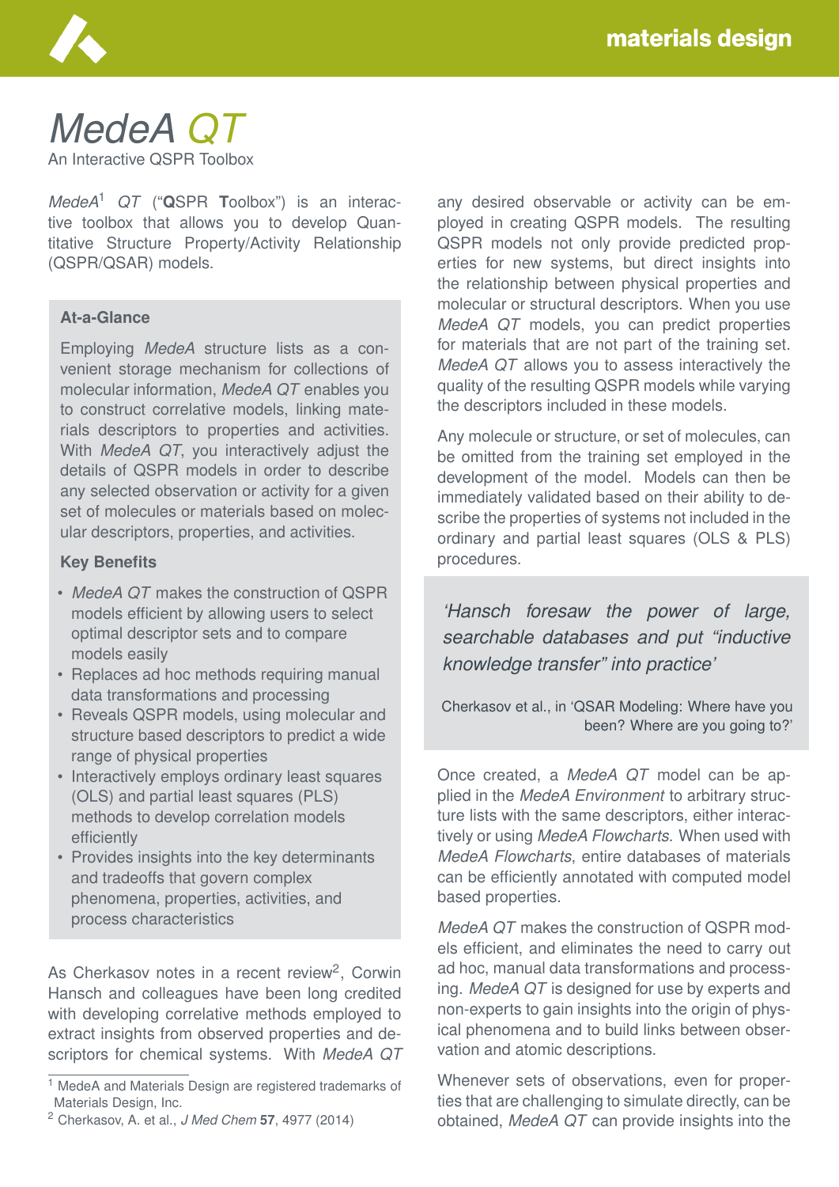# MedeA QT

An Interactive QSPR Toolbox

*MedeA*[1] *QT* ("**Q**SPR **T**oolbox") is an interactive toolbox that allows you to develop Quantitative Structure Property/Activity Relationship (QSPR/QSAR) models.

### At-a-Glance

Employing *MedeA* structure lists as a convenient storage mechanism for collections of molecular information, *MedeA QT* enables you to construct correlative models, linking materials descriptors to properties and activities. With *MedeA QT*, you interactively adjust the details of QSPR models in order to describe any selected observation or activity for a given set of molecules or materials based on molecular descriptors, properties, and activities.

### Key Benefits

- *MedeA QT* makes the construction of QSPR models efficient by allowing users to select optimal descriptor sets and to compare models easily
- Replaces ad hoc methods requiring manual data transformations and processing
- Reveals QSPR models, using molecular and structure based descriptors to predict a wide range of physical properties
- Interactively employs ordinary least squares (OLS) and partial least squares (PLS) methods to develop correlation models efficiently
- Provides insights into the key determinants and tradeoffs that govern complex phenomena, properties, activities, and process characteristics

As Cherkasov notes in a recent review[2], Corwin Hansch and colleagues have been long credited with developing correlative methods employed to extract insights from observed properties and descriptors for chemical systems. With *MedeA QT* any desired observable or activity can be employed in creating QSPR models. The resulting QSPR models not only provide predicted properties for new systems, but direct insights into the relationship between physical properties and molecular or structural descriptors. When you use *MedeA QT* models, you can predict properties for materials that are not part of the training set. *MedeA QT* allows you to assess interactively the quality of the resulting QSPR models while varying the descriptors included in these models.

Any molecule or structure, or set of molecules, can be omitted from the training set employed in the development of the model. Models can then be immediately validated based on their ability to describe the properties of systems not included in the ordinary and partial least squares (OLS & PLS) procedures.

> *'Hansch foresaw the power of large, searchable databases and put "inductive knowledge transfer" into practice'*
>
> Cherkasov et al., in 'QSAR Modeling: Where have you been? Where are you going to?'

Once created, a *MedeA QT* model can be applied in the *MedeA Environment* to arbitrary structure lists with the same descriptors, either interactively or using *MedeA Flowcharts*. When used with *MedeA Flowcharts*, entire databases of materials can be efficiently annotated with computed model based properties.

*MedeA QT* makes the construction of QSPR models efficient, and eliminates the need to carry out ad hoc, manual data transformations and processing. *MedeA QT* is designed for use by experts and non-experts to gain insights into the origin of physical phenomena and to build links between observation and atomic descriptions.

Whenever sets of observations, even for properties that are challenging to simulate directly, can be obtained, *MedeA QT* can provide insights into the

---

[1] MedeA and Materials Design are registered trademarks of Materials Design, Inc.

[2] Cherkasov, A. et al., *J Med Chem* **57**, 4977 (2014)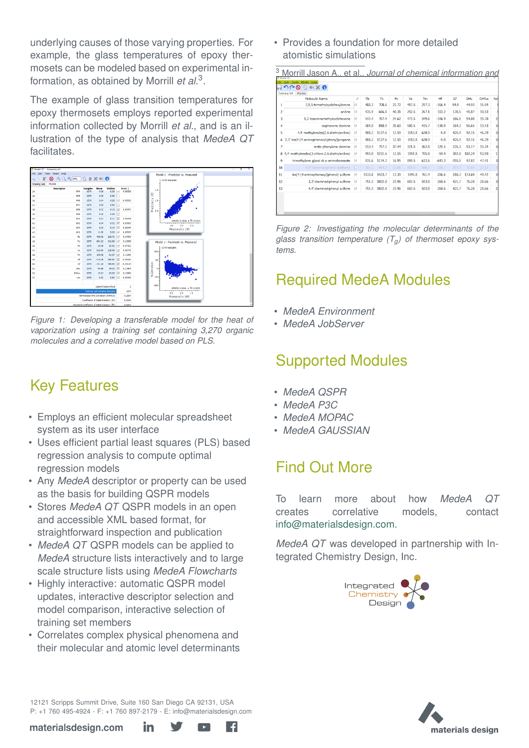underlying causes of those varying properties. For example, the glass temperatures of epoxy thermosets can be modeled based on experimental information, as obtained by Morrill *et al.*[3].

The example of glass transition temperatures for epoxy thermosets employs reported experimental information collected by Morrill *et al.*, and is an illustration of the type of analysis that *MedeA QT* facilitates.

*Figure 1: Developing a transferable model for the heat of vaporization using a training set containing 3,270 organic molecules and a correlative model based on PLS.*

## Key Features

- Employs an efficient molecular spreadsheet system as its user interface
- Uses efficient partial least squares (PLS) based regression analysis to compute optimal regression models
- Any *MedeA* descriptor or property can be used as the basis for building QSPR models
- Stores *MedeA QT* QSPR models in an open and accessible XML based format, for straightforward inspection and publication
- *MedeA QT* QSPR models can be applied to *MedeA* structure lists interactively and to large scale structure lists using *MedeA Flowcharts*
- Highly interactive: automatic QSPR model updates, interactive descriptor selection and model comparison, interactive selection of training set members
- Correlates complex physical phenomena and their molecular and atomic level determinants
- Provides a foundation for more detailed atomistic simulations

[3] Morrill Jason A., et al., *Journal of chemical information and*

*Figure 2: Investigating the molecular determinants of the glass transition temperature ($T_g$) of thermoset epoxy systems.*

## Required MedeA Modules

- *MedeA Environment*
- *MedeA JobServer*

## Supported Modules

- *MedeA QSPR*
- *MedeA P3C*
- *MedeA MOPAC*
- *MedeA GAUSSIAN*

## Find Out More

To learn more about how *MedeA QT* creates correlative models, contact info@materialsdesign.com.

*MedeA QT* was developed in partnership with Integrated Chemistry Design, Inc.

Integrated Chemistry Design

12121 Scripps Summit Drive, Suite 160 San Diego CA 92131, USA
P: +1 760 495-4924 - F: +1 760 897-2179 - E: info@materialsdesign.com

materialsdesign.com

materials design